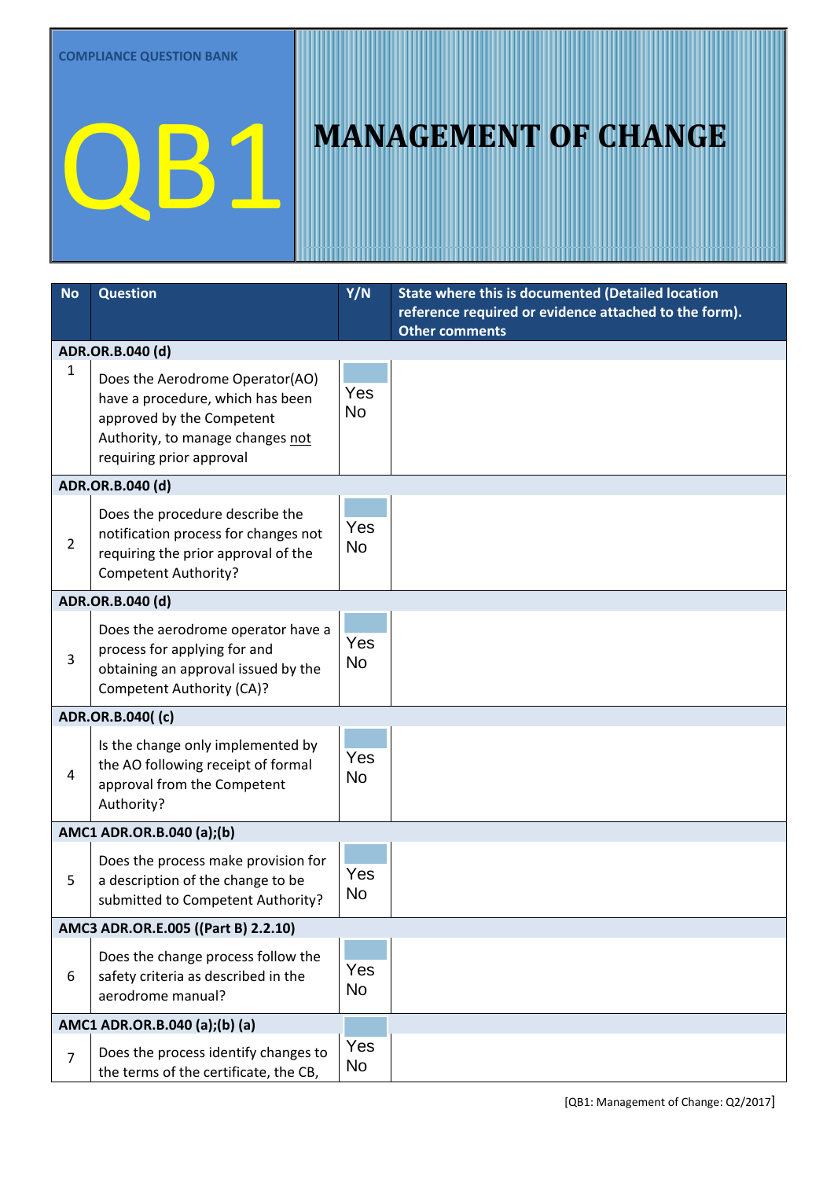COMPLIANCE QUESTION BANK

# QB1

# MANAGEMENT OF CHANGE

| No | Question | Y/N | State where this is documented (Detailed location reference required or evidence attached to the form). Other comments |
|---|---|---|---|
| **ADR.OR.B.040 (d)** | | | |
| 1 | Does the Aerodrome Operator(AO) have a procedure, which has been approved by the Competent Authority, to manage changes <u>not</u> requiring prior approval | Yes No | |
| **ADR.OR.B.040 (d)** | | | |
| 2 | Does the procedure describe the notification process for changes not requiring the prior approval of the Competent Authority? | Yes No | |
| **ADR.OR.B.040 (d)** | | | |
| 3 | Does the aerodrome operator have a process for applying for and obtaining an approval issued by the Competent Authority (CA)? | Yes No | |
| **ADR.OR.B.040( (c)** | | | |
| 4 | Is the change only implemented by the AO following receipt of formal approval from the Competent Authority? | Yes No | |
| **AMC1 ADR.OR.B.040 (a);(b)** | | | |
| 5 | Does the process make provision for a description of the change to be submitted to Competent Authority? | Yes No | |
| **AMC3 ADR.OR.E.005 ((Part B) 2.2.10)** | | | |
| 6 | Does the change process follow the safety criteria as described in the aerodrome manual? | Yes No | |
| **AMC1 ADR.OR.B.040 (a);(b) (a)** | | | |
| 7 | Does the process identify changes to the terms of the certificate, the CB, | Yes No | |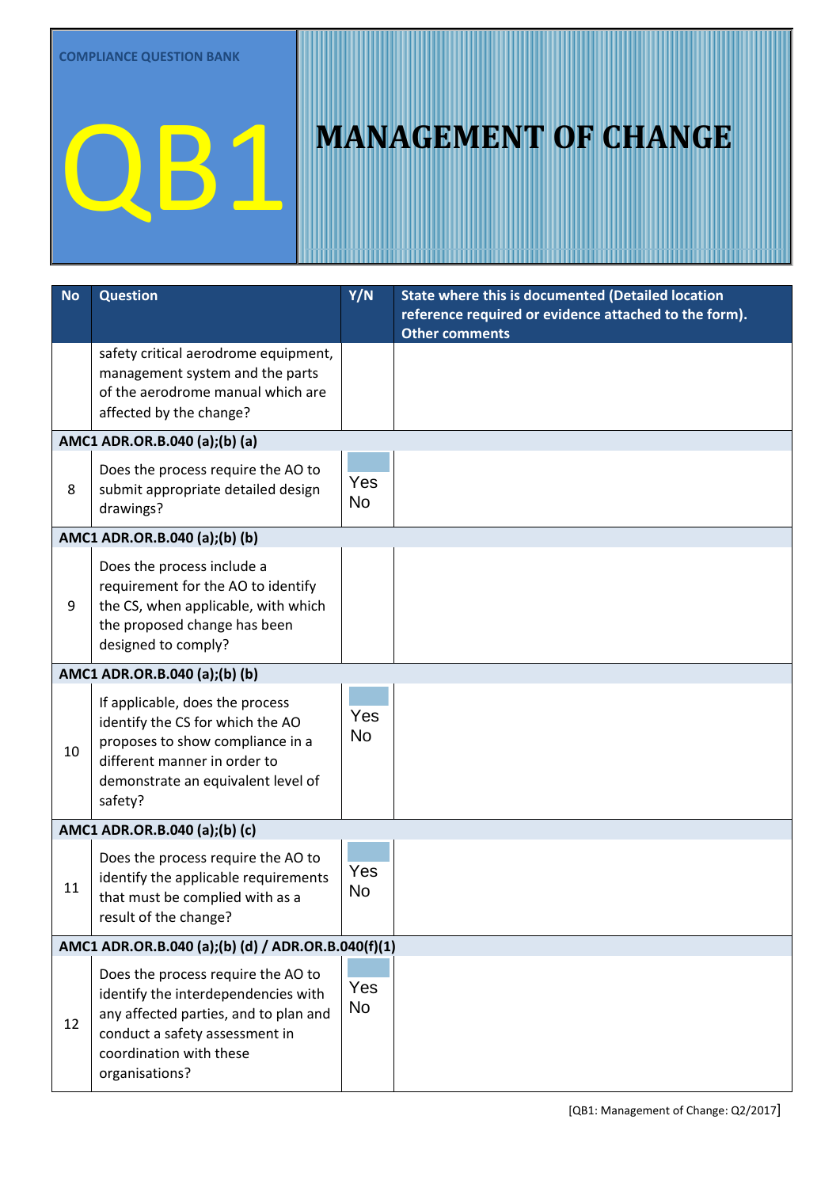COMPLIANCE QUESTION BANK

# QB1 MANAGEMENT OF CHANGE

| No | Question | Y/N | State where this is documented (Detailed location reference required or evidence attached to the form). Other comments |
|---|---|---|---|
| | safety critical aerodrome equipment, management system and the parts of the aerodrome manual which are affected by the change? | | |
| **AMC1 ADR.OR.B.040 (a);(b) (a)** | | | |
| 8 | Does the process require the AO to submit appropriate detailed design drawings? | Yes No | |
| **AMC1 ADR.OR.B.040 (a);(b) (b)** | | | |
| 9 | Does the process include a requirement for the AO to identify the CS, when applicable, with which the proposed change has been designed to comply? | | |
| **AMC1 ADR.OR.B.040 (a);(b) (b)** | | | |
| 10 | If applicable, does the process identify the CS for which the AO proposes to show compliance in a different manner in order to demonstrate an equivalent level of safety? | Yes No | |
| **AMC1 ADR.OR.B.040 (a);(b) (c)** | | | |
| 11 | Does the process require the AO to identify the applicable requirements that must be complied with as a result of the change? | Yes No | |
| **AMC1 ADR.OR.B.040 (a);(b) (d) / ADR.OR.B.040(f)(1)** | | | |
| 12 | Does the process require the AO to identify the interdependencies with any affected parties, and to plan and conduct a safety assessment in coordination with these organisations? | Yes No | |

[QB1: Management of Change: Q2/2017]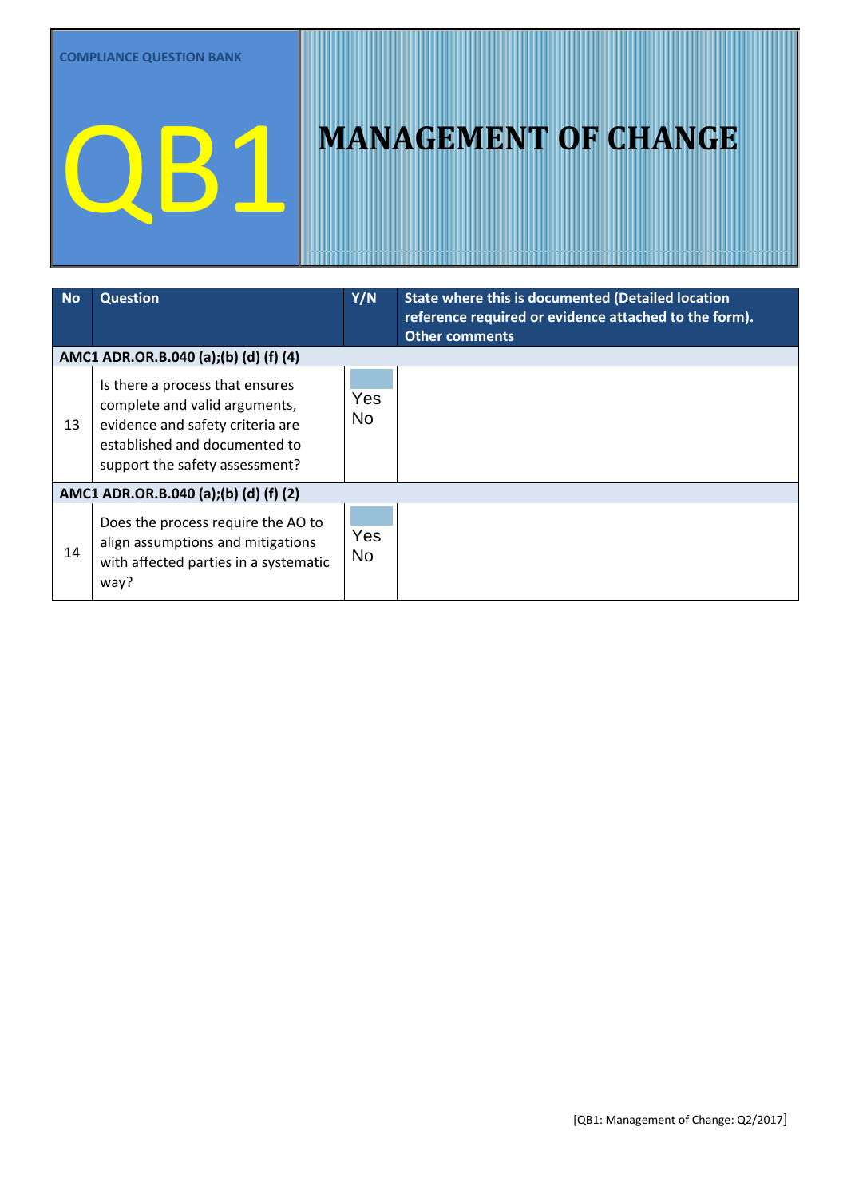COMPLIANCE QUESTION BANK

# QB1

# MANAGEMENT OF CHANGE

| No | Question | Y/N | State where this is documented (Detailed location reference required or evidence attached to the form). Other comments |
|---|---|---|---|
| **AMC1 ADR.OR.B.040 (a);(b) (d) (f) (4)** | | | |
| 13 | Is there a process that ensures complete and valid arguments, evidence and safety criteria are established and documented to support the safety assessment? | Yes No | |
| **AMC1 ADR.OR.B.040 (a);(b) (d) (f) (2)** | | | |
| 14 | Does the process require the AO to align assumptions and mitigations with affected parties in a systematic way? | Yes No | |